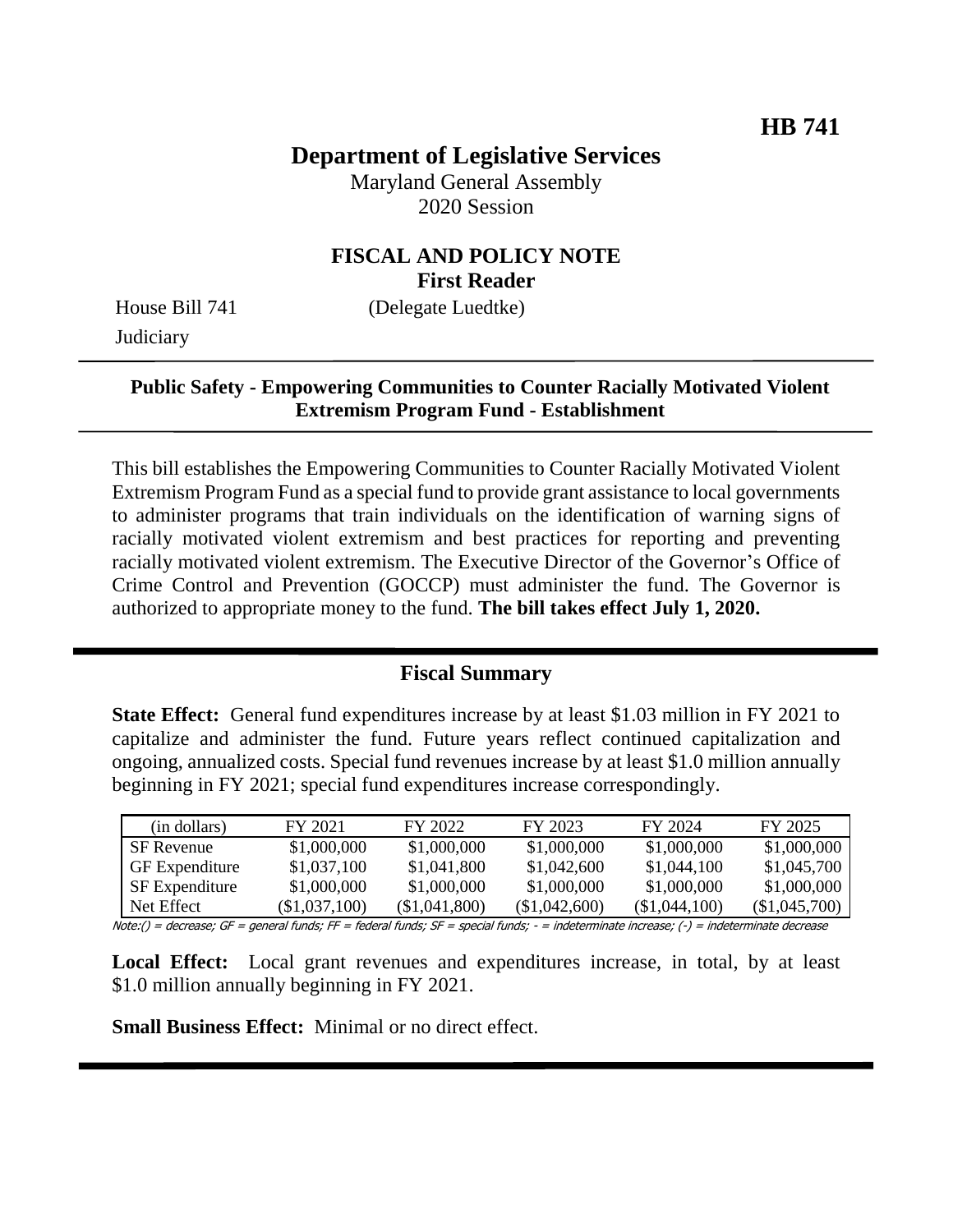**HB 741**

# Department of Legislative Services

Maryland General Assembly
2020 Session

## FISCAL AND POLICY NOTE
**First Reader**

House Bill 741 (Delegate Luedtke)
Judiciary

**Public Safety - Empowering Communities to Counter Racially Motivated Violent Extremism Program Fund - Establishment**

This bill establishes the Empowering Communities to Counter Racially Motivated Violent Extremism Program Fund as a special fund to provide grant assistance to local governments to administer programs that train individuals on the identification of warning signs of racially motivated violent extremism and best practices for reporting and preventing racially motivated violent extremism. The Executive Director of the Governor's Office of Crime Control and Prevention (GOCCP) must administer the fund. The Governor is authorized to appropriate money to the fund. **The bill takes effect July 1, 2020.**

## Fiscal Summary

**State Effect:** General fund expenditures increase by at least $1.03 million in FY 2021 to capitalize and administer the fund. Future years reflect continued capitalization and ongoing, annualized costs. Special fund revenues increase by at least $1.0 million annually beginning in FY 2021; special fund expenditures increase correspondingly.

| (in dollars) | FY 2021 | FY 2022 | FY 2023 | FY 2024 | FY 2025 |
|---|---|---|---|---|---|
| SF Revenue | $1,000,000 | $1,000,000 | $1,000,000 | $1,000,000 | $1,000,000 |
| GF Expenditure | $1,037,100 | $1,041,800 | $1,042,600 | $1,044,100 | $1,045,700 |
| SF Expenditure | $1,000,000 | $1,000,000 | $1,000,000 | $1,000,000 | $1,000,000 |
| Net Effect | ($1,037,100) | ($1,041,800) | ($1,042,600) | ($1,044,100) | ($1,045,700) |

Note:() = decrease; GF = general funds; FF = federal funds; SF = special funds; - = indeterminate increase; (-) = indeterminate decrease

**Local Effect:** Local grant revenues and expenditures increase, in total, by at least $1.0 million annually beginning in FY 2021.

**Small Business Effect:** Minimal or no direct effect.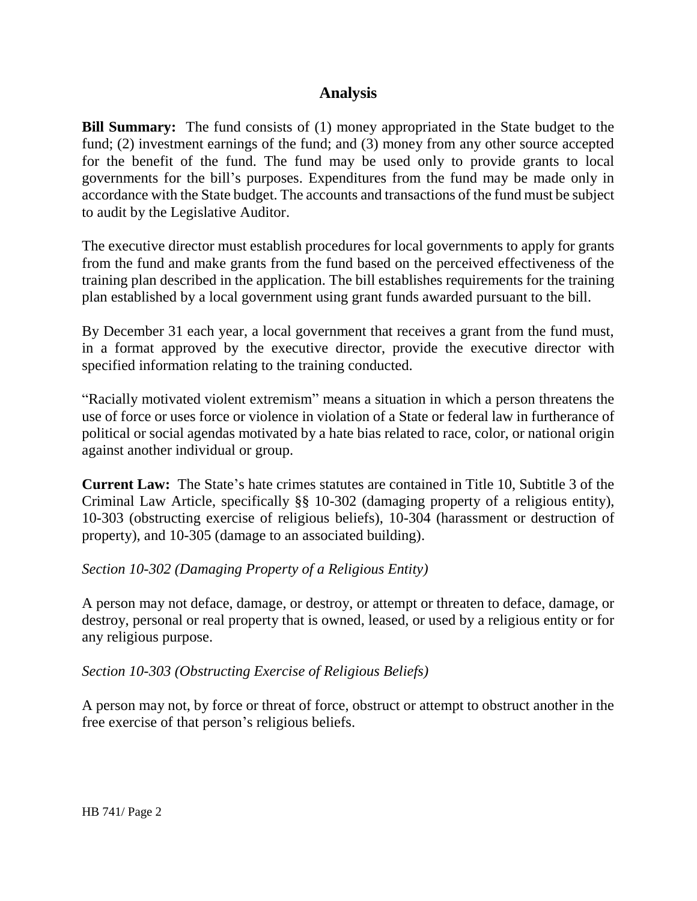## Analysis

**Bill Summary:** The fund consists of (1) money appropriated in the State budget to the fund; (2) investment earnings of the fund; and (3) money from any other source accepted for the benefit of the fund. The fund may be used only to provide grants to local governments for the bill's purposes. Expenditures from the fund may be made only in accordance with the State budget. The accounts and transactions of the fund must be subject to audit by the Legislative Auditor.

The executive director must establish procedures for local governments to apply for grants from the fund and make grants from the fund based on the perceived effectiveness of the training plan described in the application. The bill establishes requirements for the training plan established by a local government using grant funds awarded pursuant to the bill.

By December 31 each year, a local government that receives a grant from the fund must, in a format approved by the executive director, provide the executive director with specified information relating to the training conducted.

"Racially motivated violent extremism" means a situation in which a person threatens the use of force or uses force or violence in violation of a State or federal law in furtherance of political or social agendas motivated by a hate bias related to race, color, or national origin against another individual or group.

**Current Law:** The State's hate crimes statutes are contained in Title 10, Subtitle 3 of the Criminal Law Article, specifically §§ 10-302 (damaging property of a religious entity), 10-303 (obstructing exercise of religious beliefs), 10-304 (harassment or destruction of property), and 10-305 (damage to an associated building).

*Section 10-302 (Damaging Property of a Religious Entity)*

A person may not deface, damage, or destroy, or attempt or threaten to deface, damage, or destroy, personal or real property that is owned, leased, or used by a religious entity or for any religious purpose.

*Section 10-303 (Obstructing Exercise of Religious Beliefs)*

A person may not, by force or threat of force, obstruct or attempt to obstruct another in the free exercise of that person's religious beliefs.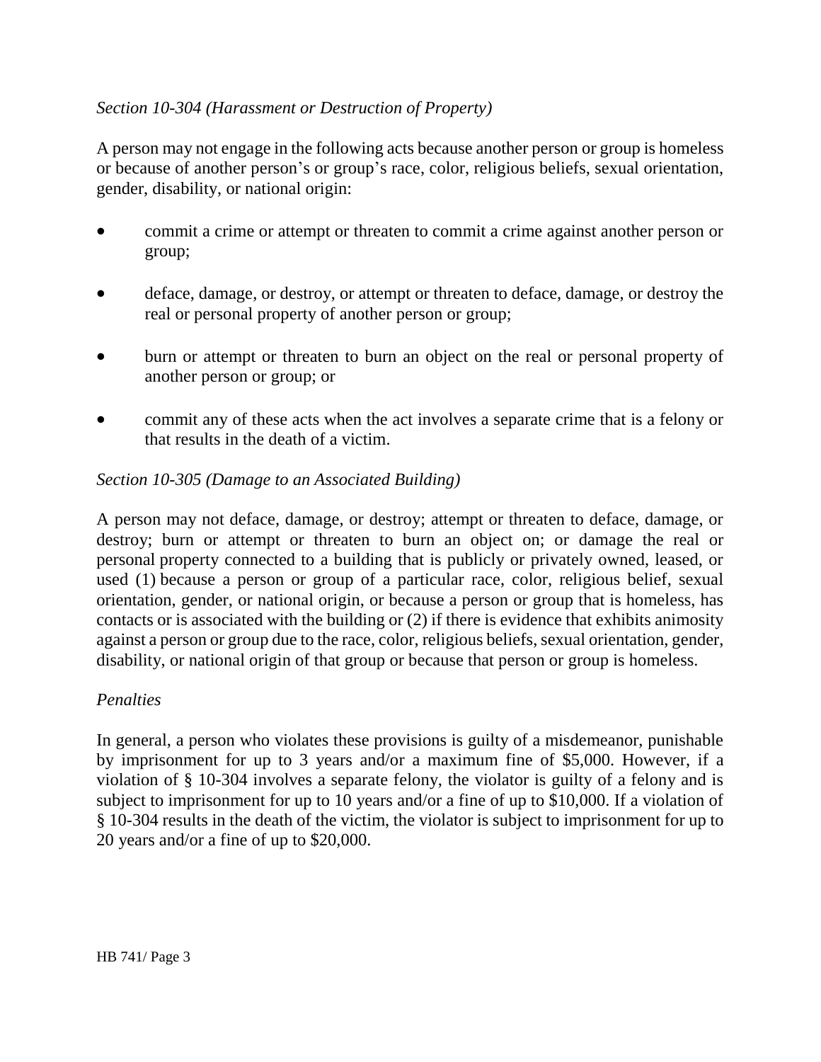*Section 10-304 (Harassment or Destruction of Property)*

A person may not engage in the following acts because another person or group is homeless or because of another person's or group's race, color, religious beliefs, sexual orientation, gender, disability, or national origin:

- commit a crime or attempt or threaten to commit a crime against another person or group;
- deface, damage, or destroy, or attempt or threaten to deface, damage, or destroy the real or personal property of another person or group;
- burn or attempt or threaten to burn an object on the real or personal property of another person or group; or
- commit any of these acts when the act involves a separate crime that is a felony or that results in the death of a victim.

*Section 10-305 (Damage to an Associated Building)*

A person may not deface, damage, or destroy; attempt or threaten to deface, damage, or destroy; burn or attempt or threaten to burn an object on; or damage the real or personal property connected to a building that is publicly or privately owned, leased, or used (1) because a person or group of a particular race, color, religious belief, sexual orientation, gender, or national origin, or because a person or group that is homeless, has contacts or is associated with the building or (2) if there is evidence that exhibits animosity against a person or group due to the race, color, religious beliefs, sexual orientation, gender, disability, or national origin of that group or because that person or group is homeless.

*Penalties*

In general, a person who violates these provisions is guilty of a misdemeanor, punishable by imprisonment for up to 3 years and/or a maximum fine of $5,000. However, if a violation of § 10-304 involves a separate felony, the violator is guilty of a felony and is subject to imprisonment for up to 10 years and/or a fine of up to $10,000. If a violation of § 10-304 results in the death of the victim, the violator is subject to imprisonment for up to 20 years and/or a fine of up to $20,000.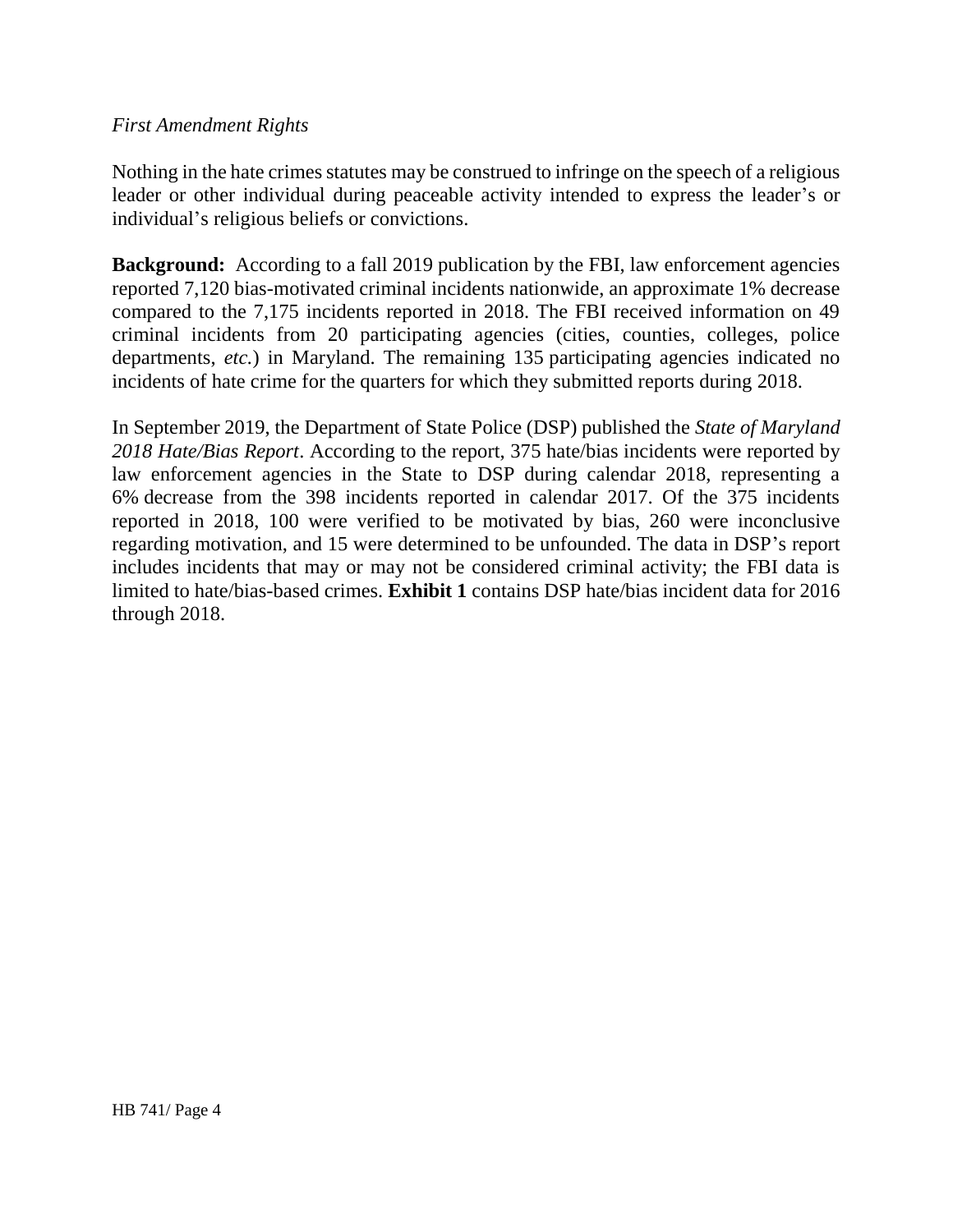*First Amendment Rights*

Nothing in the hate crimes statutes may be construed to infringe on the speech of a religious leader or other individual during peaceable activity intended to express the leader's or individual's religious beliefs or convictions.

**Background:** According to a fall 2019 publication by the FBI, law enforcement agencies reported 7,120 bias-motivated criminal incidents nationwide, an approximate 1% decrease compared to the 7,175 incidents reported in 2018. The FBI received information on 49 criminal incidents from 20 participating agencies (cities, counties, colleges, police departments, *etc.*) in Maryland. The remaining 135 participating agencies indicated no incidents of hate crime for the quarters for which they submitted reports during 2018.

In September 2019, the Department of State Police (DSP) published the *State of Maryland 2018 Hate/Bias Report*. According to the report, 375 hate/bias incidents were reported by law enforcement agencies in the State to DSP during calendar 2018, representing a 6% decrease from the 398 incidents reported in calendar 2017. Of the 375 incidents reported in 2018, 100 were verified to be motivated by bias, 260 were inconclusive regarding motivation, and 15 were determined to be unfounded. The data in DSP's report includes incidents that may or may not be considered criminal activity; the FBI data is limited to hate/bias-based crimes. **Exhibit 1** contains DSP hate/bias incident data for 2016 through 2018.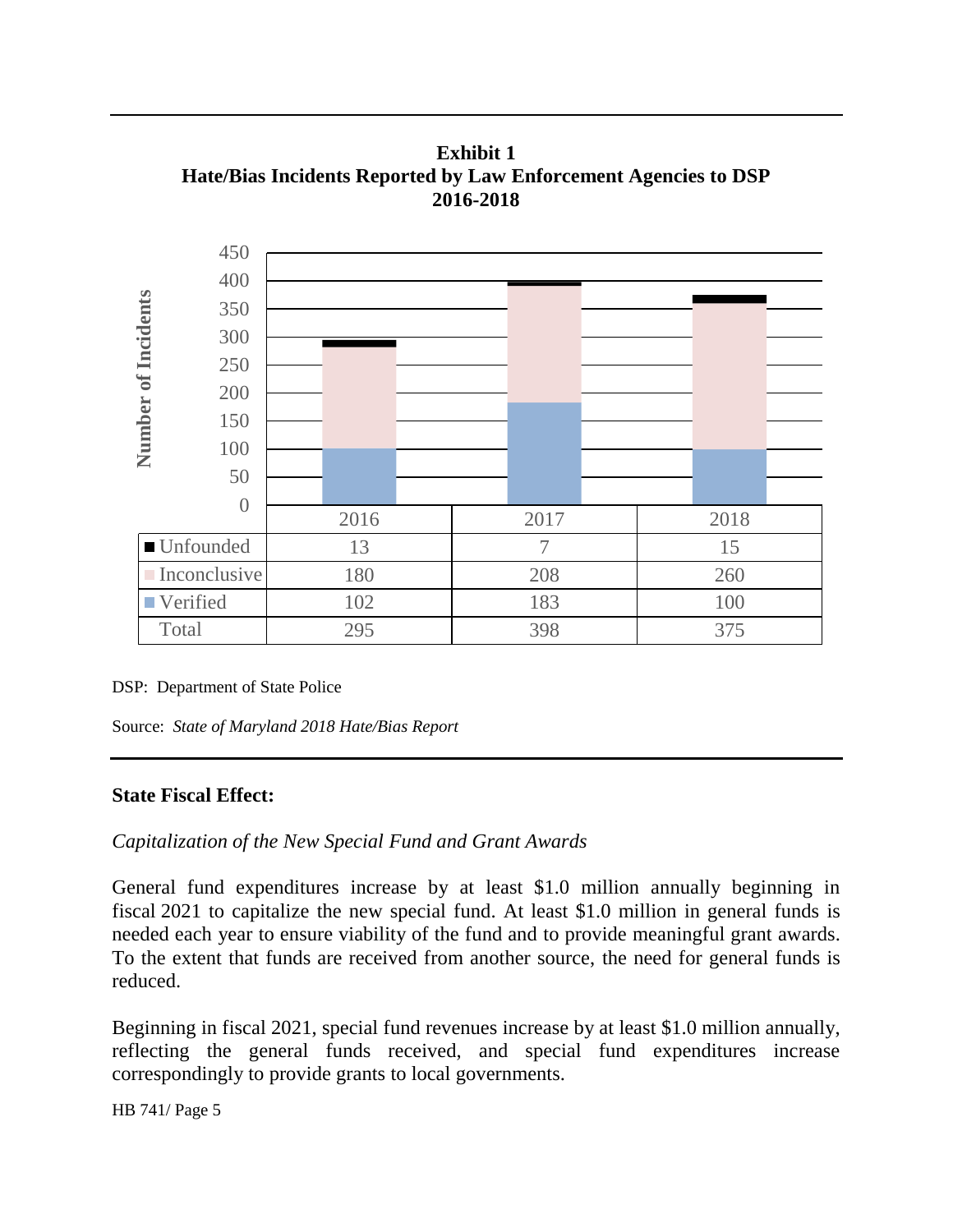**Exhibit 1**
**Hate/Bias Incidents Reported by Law Enforcement Agencies to DSP**
**2016-2018**

| | 2016 | 2017 | 2018 |
|---|---|---|---|
| Unfounded | 13 | 7 | 15 |
| Inconclusive | 180 | 208 | 260 |
| Verified | 102 | 183 | 100 |
| Total | 295 | 398 | 375 |

DSP: Department of State Police

Source: *State of Maryland 2018 Hate/Bias Report*

**State Fiscal Effect:**

*Capitalization of the New Special Fund and Grant Awards*

General fund expenditures increase by at least $1.0 million annually beginning in fiscal 2021 to capitalize the new special fund. At least $1.0 million in general funds is needed each year to ensure viability of the fund and to provide meaningful grant awards. To the extent that funds are received from another source, the need for general funds is reduced.

Beginning in fiscal 2021, special fund revenues increase by at least $1.0 million annually, reflecting the general funds received, and special fund expenditures increase correspondingly to provide grants to local governments.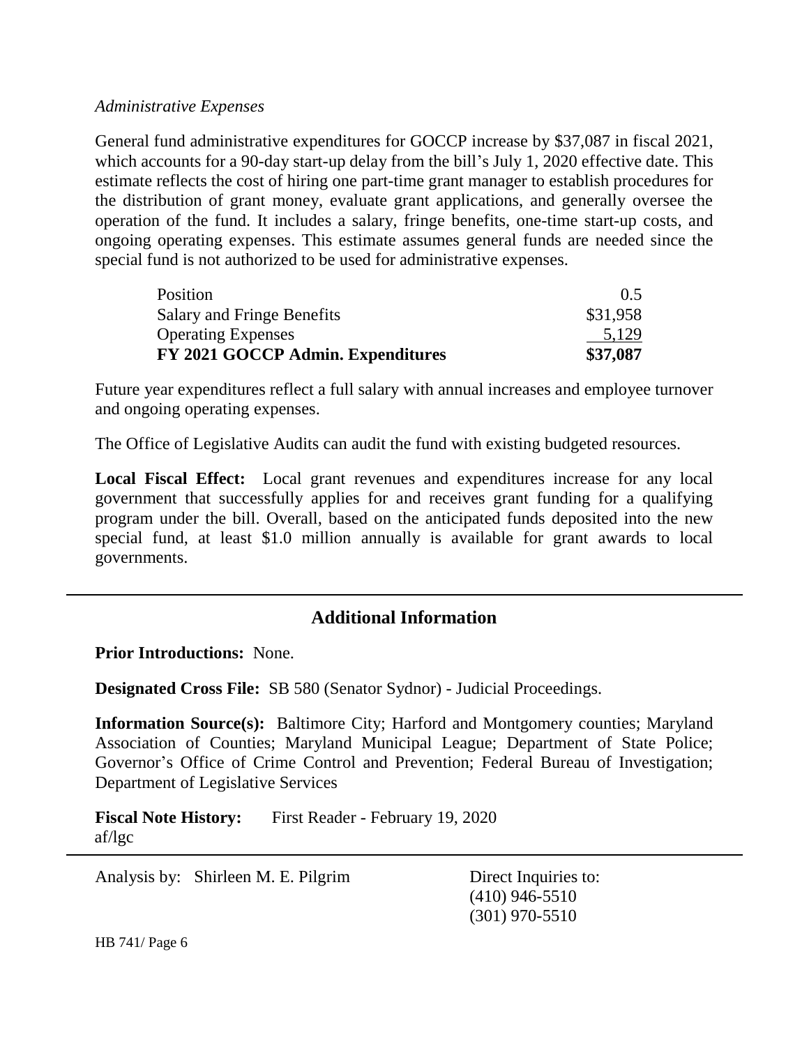*Administrative Expenses*

General fund administrative expenditures for GOCCP increase by $37,087 in fiscal 2021, which accounts for a 90-day start-up delay from the bill's July 1, 2020 effective date. This estimate reflects the cost of hiring one part-time grant manager to establish procedures for the distribution of grant money, evaluate grant applications, and generally oversee the operation of the fund. It includes a salary, fringe benefits, one-time start-up costs, and ongoing operating expenses. This estimate assumes general funds are needed since the special fund is not authorized to be used for administrative expenses.

| | |
|---|---|
| Position | 0.5 |
| Salary and Fringe Benefits | $31,958 |
| Operating Expenses | 5,129 |
| **FY 2021 GOCCP Admin. Expenditures** | **$37,087** |

Future year expenditures reflect a full salary with annual increases and employee turnover and ongoing operating expenses.

The Office of Legislative Audits can audit the fund with existing budgeted resources.

**Local Fiscal Effect:** Local grant revenues and expenditures increase for any local government that successfully applies for and receives grant funding for a qualifying program under the bill. Overall, based on the anticipated funds deposited into the new special fund, at least $1.0 million annually is available for grant awards to local governments.

## Additional Information

**Prior Introductions:** None.

**Designated Cross File:** SB 580 (Senator Sydnor) - Judicial Proceedings.

**Information Source(s):** Baltimore City; Harford and Montgomery counties; Maryland Association of Counties; Maryland Municipal League; Department of State Police; Governor's Office of Crime Control and Prevention; Federal Bureau of Investigation; Department of Legislative Services

**Fiscal Note History:** First Reader - February 19, 2020
af/lgc

Analysis by: Shirleen M. E. Pilgrim

Direct Inquiries to:
(410) 946-5510
(301) 970-5510